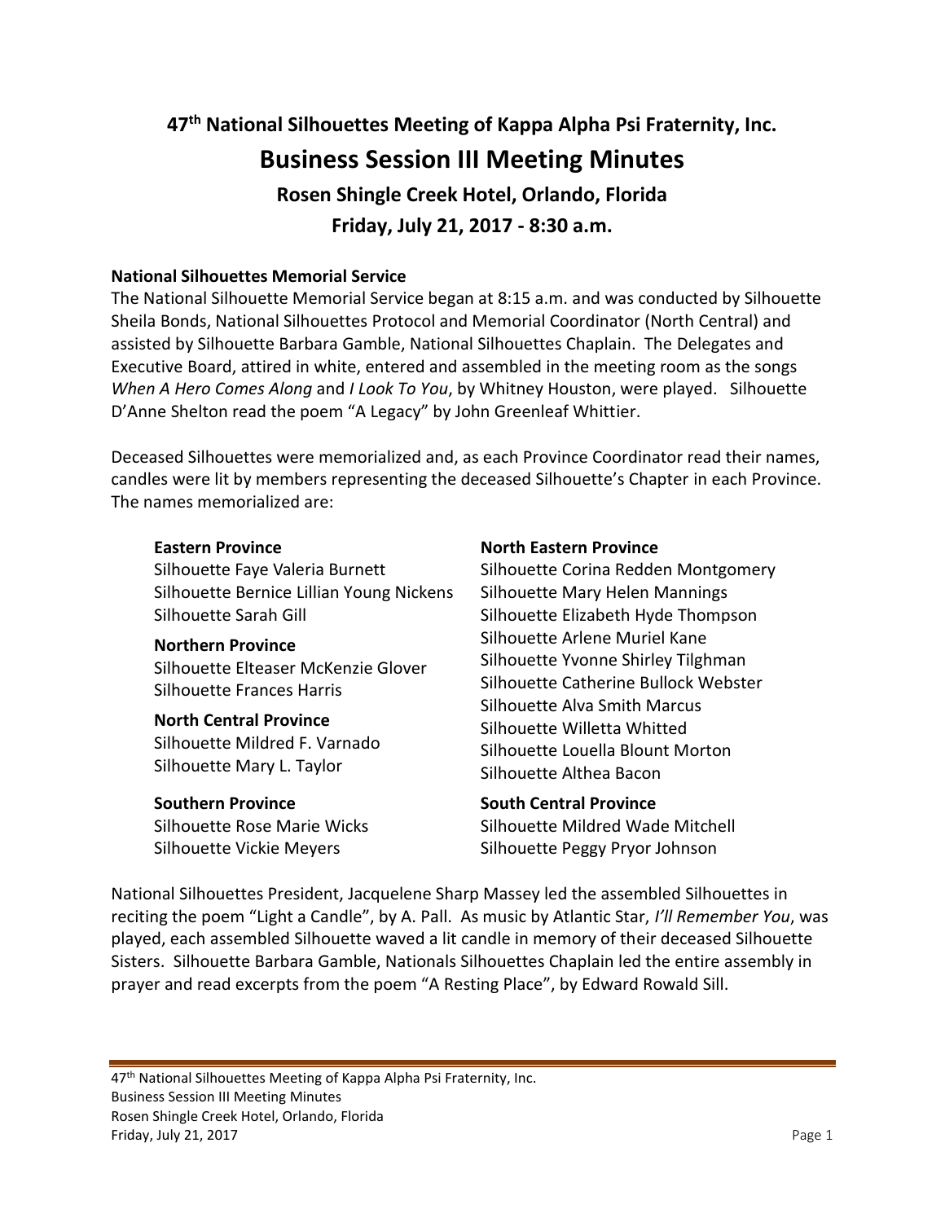# 47th National Silhouettes Meeting of Kappa Alpha Psi Fraternity, Inc.

## Business Session III Meeting Minutes

### Rosen Shingle Creek Hotel, Orlando, Florida

### Friday, July 21, 2017 - 8:30 a.m.

**National Silhouettes Memorial Service**

The National Silhouette Memorial Service began at 8:15 a.m. and was conducted by Silhouette Sheila Bonds, National Silhouettes Protocol and Memorial Coordinator (North Central) and assisted by Silhouette Barbara Gamble, National Silhouettes Chaplain. The Delegates and Executive Board, attired in white, entered and assembled in the meeting room as the songs *When A Hero Comes Along* and *I Look To You*, by Whitney Houston, were played. Silhouette D'Anne Shelton read the poem "A Legacy" by John Greenleaf Whittier.

Deceased Silhouettes were memorialized and, as each Province Coordinator read their names, candles were lit by members representing the deceased Silhouette's Chapter in each Province. The names memorialized are:

**Eastern Province**
Silhouette Faye Valeria Burnett
Silhouette Bernice Lillian Young Nickens
Silhouette Sarah Gill

**Northern Province**
Silhouette Elteaser McKenzie Glover
Silhouette Frances Harris

**North Central Province**
Silhouette Mildred F. Varnado
Silhouette Mary L. Taylor

**Southern Province**
Silhouette Rose Marie Wicks
Silhouette Vickie Meyers

**North Eastern Province**
Silhouette Corina Redden Montgomery
Silhouette Mary Helen Mannings
Silhouette Elizabeth Hyde Thompson
Silhouette Arlene Muriel Kane
Silhouette Yvonne Shirley Tilghman
Silhouette Catherine Bullock Webster
Silhouette Alva Smith Marcus
Silhouette Willetta Whitted
Silhouette Louella Blount Morton
Silhouette Althea Bacon

**South Central Province**
Silhouette Mildred Wade Mitchell
Silhouette Peggy Pryor Johnson

National Silhouettes President, Jacquelene Sharp Massey led the assembled Silhouettes in reciting the poem "Light a Candle", by A. Pall. As music by Atlantic Star, *I'll Remember You*, was played, each assembled Silhouette waved a lit candle in memory of their deceased Silhouette Sisters. Silhouette Barbara Gamble, Nationals Silhouettes Chaplain led the entire assembly in prayer and read excerpts from the poem "A Resting Place", by Edward Rowald Sill.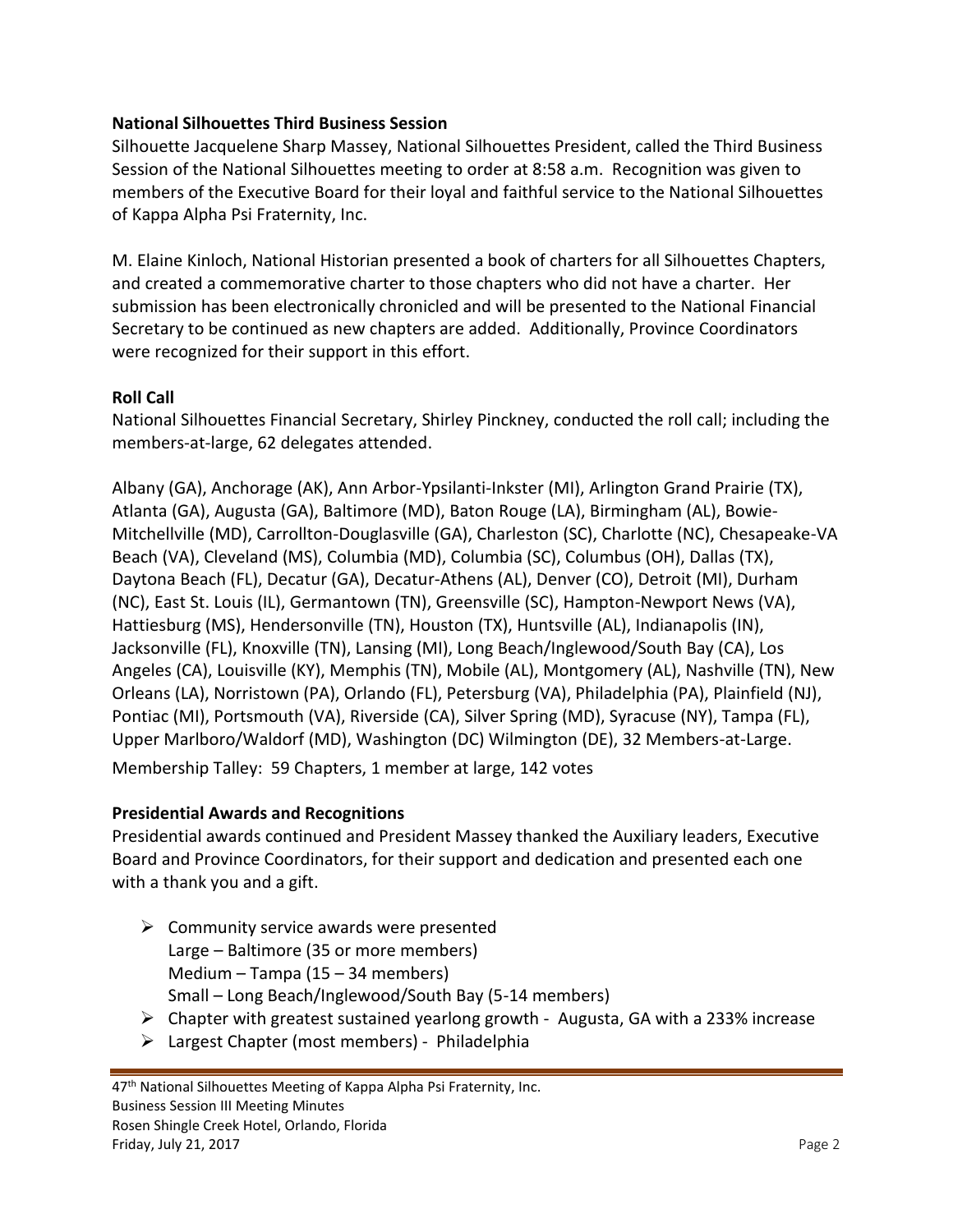**National Silhouettes Third Business Session**

Silhouette Jacquelene Sharp Massey, National Silhouettes President, called the Third Business Session of the National Silhouettes meeting to order at 8:58 a.m. Recognition was given to members of the Executive Board for their loyal and faithful service to the National Silhouettes of Kappa Alpha Psi Fraternity, Inc.

M. Elaine Kinloch, National Historian presented a book of charters for all Silhouettes Chapters, and created a commemorative charter to those chapters who did not have a charter. Her submission has been electronically chronicled and will be presented to the National Financial Secretary to be continued as new chapters are added. Additionally, Province Coordinators were recognized for their support in this effort.

**Roll Call**

National Silhouettes Financial Secretary, Shirley Pinckney, conducted the roll call; including the members-at-large, 62 delegates attended.

Albany (GA), Anchorage (AK), Ann Arbor-Ypsilanti-Inkster (MI), Arlington Grand Prairie (TX), Atlanta (GA), Augusta (GA), Baltimore (MD), Baton Rouge (LA), Birmingham (AL), Bowie-Mitchellville (MD), Carrollton-Douglasville (GA), Charleston (SC), Charlotte (NC), Chesapeake-VA Beach (VA), Cleveland (MS), Columbia (MD), Columbia (SC), Columbus (OH), Dallas (TX), Daytona Beach (FL), Decatur (GA), Decatur-Athens (AL), Denver (CO), Detroit (MI), Durham (NC), East St. Louis (IL), Germantown (TN), Greensville (SC), Hampton-Newport News (VA), Hattiesburg (MS), Hendersonville (TN), Houston (TX), Huntsville (AL), Indianapolis (IN), Jacksonville (FL), Knoxville (TN), Lansing (MI), Long Beach/Inglewood/South Bay (CA), Los Angeles (CA), Louisville (KY), Memphis (TN), Mobile (AL), Montgomery (AL), Nashville (TN), New Orleans (LA), Norristown (PA), Orlando (FL), Petersburg (VA), Philadelphia (PA), Plainfield (NJ), Pontiac (MI), Portsmouth (VA), Riverside (CA), Silver Spring (MD), Syracuse (NY), Tampa (FL), Upper Marlboro/Waldorf (MD), Washington (DC) Wilmington (DE), 32 Members-at-Large.

Membership Talley: 59 Chapters, 1 member at large, 142 votes

**Presidential Awards and Recognitions**

Presidential awards continued and President Massey thanked the Auxiliary leaders, Executive Board and Province Coordinators, for their support and dedication and presented each one with a thank you and a gift.

- Community service awards were presented
  Large – Baltimore (35 or more members)
  Medium – Tampa (15 – 34 members)
  Small – Long Beach/Inglewood/South Bay (5-14 members)
- Chapter with greatest sustained yearlong growth - Augusta, GA with a 233% increase
- Largest Chapter (most members) - Philadelphia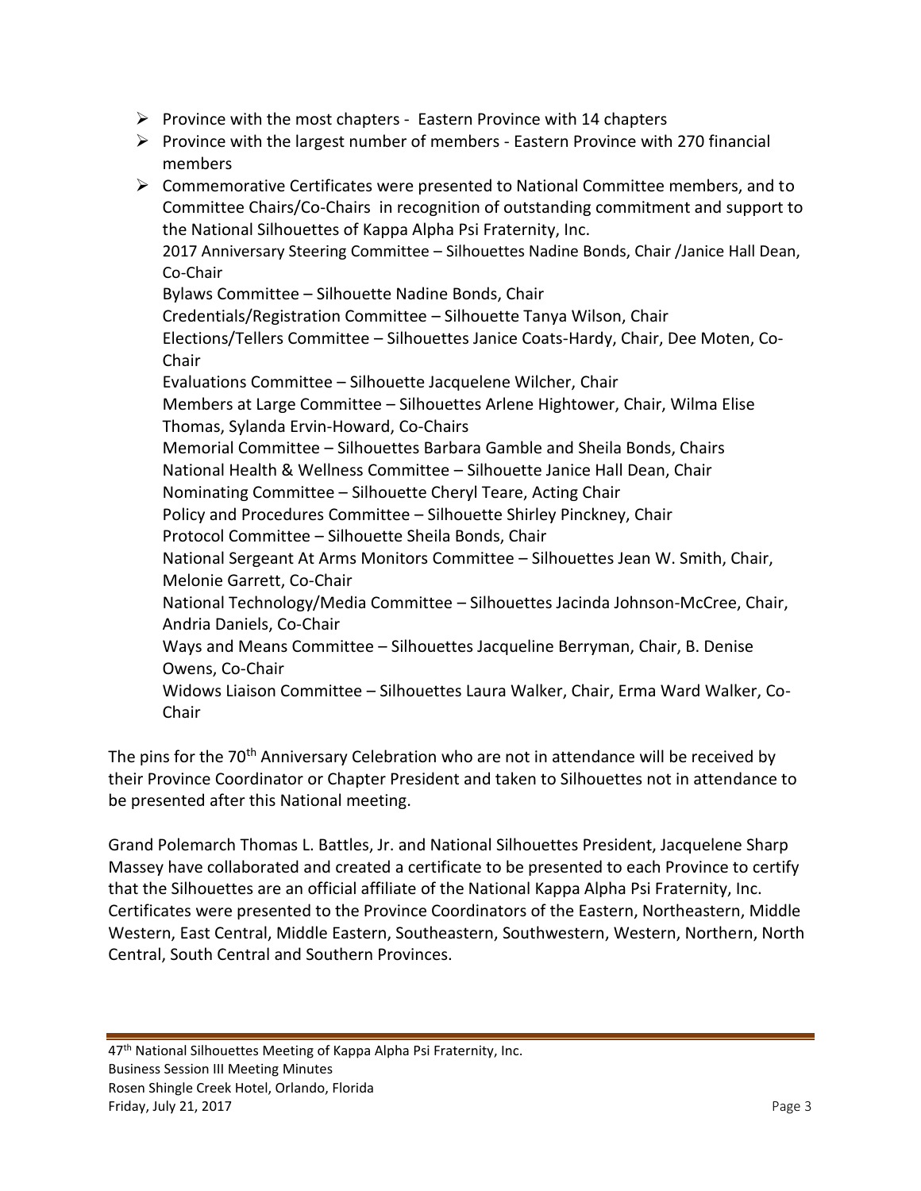- Province with the most chapters - Eastern Province with 14 chapters
- Province with the largest number of members - Eastern Province with 270 financial members
- Commemorative Certificates were presented to National Committee members, and to Committee Chairs/Co-Chairs in recognition of outstanding commitment and support to the National Silhouettes of Kappa Alpha Psi Fraternity, Inc.

  2017 Anniversary Steering Committee – Silhouettes Nadine Bonds, Chair /Janice Hall Dean, Co-Chair
  Bylaws Committee – Silhouette Nadine Bonds, Chair
  Credentials/Registration Committee – Silhouette Tanya Wilson, Chair
  Elections/Tellers Committee – Silhouettes Janice Coats-Hardy, Chair, Dee Moten, Co-Chair
  Evaluations Committee – Silhouette Jacquelene Wilcher, Chair
  Members at Large Committee – Silhouettes Arlene Hightower, Chair, Wilma Elise Thomas, Sylanda Ervin-Howard, Co-Chairs
  Memorial Committee – Silhouettes Barbara Gamble and Sheila Bonds, Chairs
  National Health & Wellness Committee – Silhouette Janice Hall Dean, Chair
  Nominating Committee – Silhouette Cheryl Teare, Acting Chair
  Policy and Procedures Committee – Silhouette Shirley Pinckney, Chair
  Protocol Committee – Silhouette Sheila Bonds, Chair
  National Sergeant At Arms Monitors Committee – Silhouettes Jean W. Smith, Chair, Melonie Garrett, Co-Chair
  National Technology/Media Committee – Silhouettes Jacinda Johnson-McCree, Chair, Andria Daniels, Co-Chair
  Ways and Means Committee – Silhouettes Jacqueline Berryman, Chair, B. Denise Owens, Co-Chair
  Widows Liaison Committee – Silhouettes Laura Walker, Chair, Erma Ward Walker, Co-Chair

The pins for the 70th Anniversary Celebration who are not in attendance will be received by their Province Coordinator or Chapter President and taken to Silhouettes not in attendance to be presented after this National meeting.

Grand Polemarch Thomas L. Battles, Jr. and National Silhouettes President, Jacquelene Sharp Massey have collaborated and created a certificate to be presented to each Province to certify that the Silhouettes are an official affiliate of the National Kappa Alpha Psi Fraternity, Inc. Certificates were presented to the Province Coordinators of the Eastern, Northeastern, Middle Western, East Central, Middle Eastern, Southeastern, Southwestern, Western, Northern, North Central, South Central and Southern Provinces.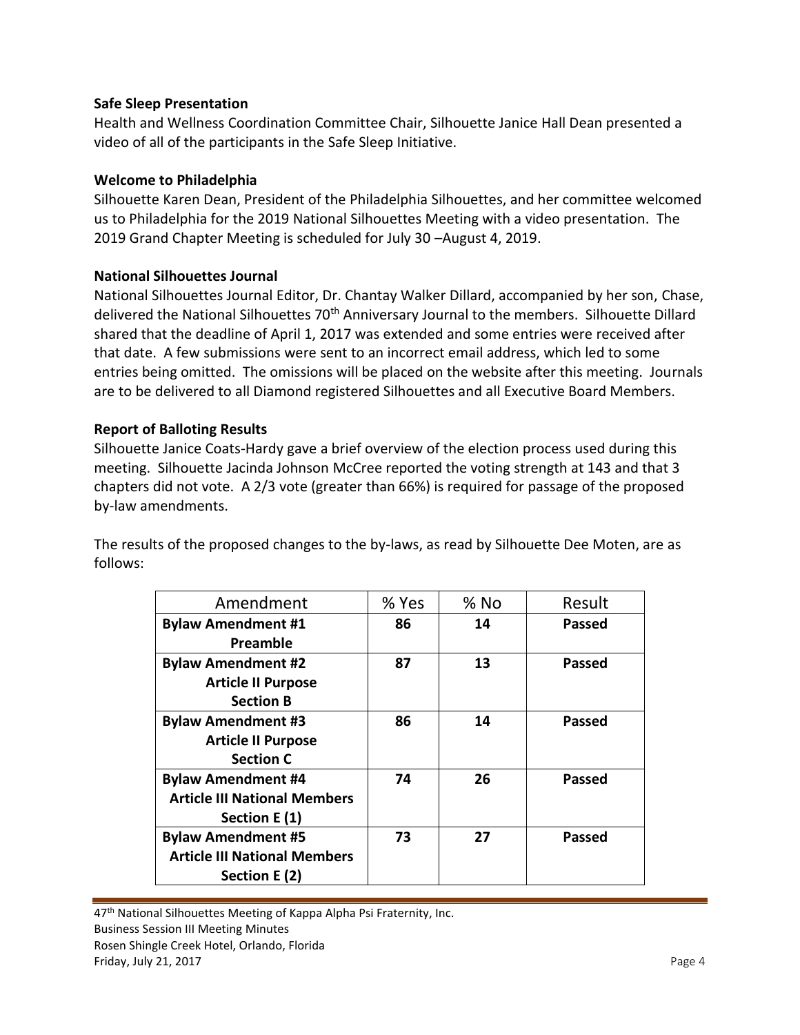**Safe Sleep Presentation**

Health and Wellness Coordination Committee Chair, Silhouette Janice Hall Dean presented a video of all of the participants in the Safe Sleep Initiative.

**Welcome to Philadelphia**

Silhouette Karen Dean, President of the Philadelphia Silhouettes, and her committee welcomed us to Philadelphia for the 2019 National Silhouettes Meeting with a video presentation. The 2019 Grand Chapter Meeting is scheduled for July 30 –August 4, 2019.

**National Silhouettes Journal**

National Silhouettes Journal Editor, Dr. Chantay Walker Dillard, accompanied by her son, Chase, delivered the National Silhouettes 70th Anniversary Journal to the members. Silhouette Dillard shared that the deadline of April 1, 2017 was extended and some entries were received after that date. A few submissions were sent to an incorrect email address, which led to some entries being omitted. The omissions will be placed on the website after this meeting. Journals are to be delivered to all Diamond registered Silhouettes and all Executive Board Members.

**Report of Balloting Results**

Silhouette Janice Coats-Hardy gave a brief overview of the election process used during this meeting. Silhouette Jacinda Johnson McCree reported the voting strength at 143 and that 3 chapters did not vote. A 2/3 vote (greater than 66%) is required for passage of the proposed by-law amendments.

The results of the proposed changes to the by-laws, as read by Silhouette Dee Moten, are as follows:

| Amendment | % Yes | % No | Result |
|---|---|---|---|
| **Bylaw Amendment #1 Preamble** | **86** | **14** | **Passed** |
| **Bylaw Amendment #2 Article II Purpose Section B** | **87** | **13** | **Passed** |
| **Bylaw Amendment #3 Article II Purpose Section C** | **86** | **14** | **Passed** |
| **Bylaw Amendment #4 Article III National Members Section E (1)** | **74** | **26** | **Passed** |
| **Bylaw Amendment #5 Article III National Members Section E (2)** | **73** | **27** | **Passed** |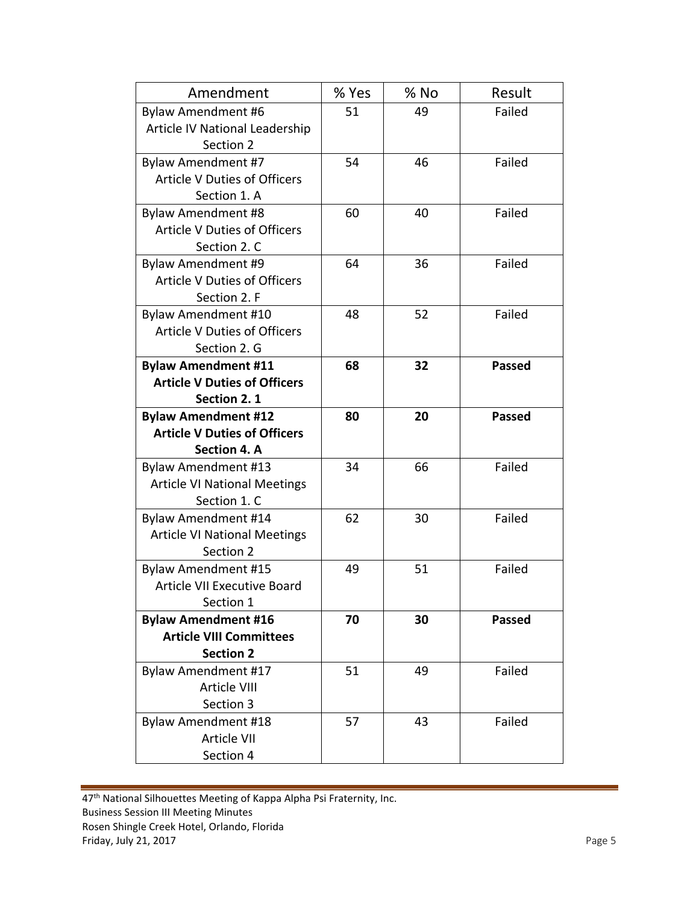| Amendment | % Yes | % No | Result |
|---|---|---|---|
| Bylaw Amendment #6 Article IV National Leadership Section 2 | 51 | 49 | Failed |
| Bylaw Amendment #7 Article V Duties of Officers Section 1. A | 54 | 46 | Failed |
| Bylaw Amendment #8 Article V Duties of Officers Section 2. C | 60 | 40 | Failed |
| Bylaw Amendment #9 Article V Duties of Officers Section 2. F | 64 | 36 | Failed |
| Bylaw Amendment #10 Article V Duties of Officers Section 2. G | 48 | 52 | Failed |
| **Bylaw Amendment #11 Article V Duties of Officers Section 2. 1** | **68** | **32** | **Passed** |
| **Bylaw Amendment #12 Article V Duties of Officers Section 4. A** | **80** | **20** | **Passed** |
| Bylaw Amendment #13 Article VI National Meetings Section 1. C | 34 | 66 | Failed |
| Bylaw Amendment #14 Article VI National Meetings Section 2 | 62 | 30 | Failed |
| Bylaw Amendment #15 Article VII Executive Board Section 1 | 49 | 51 | Failed |
| **Bylaw Amendment #16 Article VIII Committees Section 2** | **70** | **30** | **Passed** |
| Bylaw Amendment #17 Article VIII Section 3 | 51 | 49 | Failed |
| Bylaw Amendment #18 Article VII Section 4 | 57 | 43 | Failed |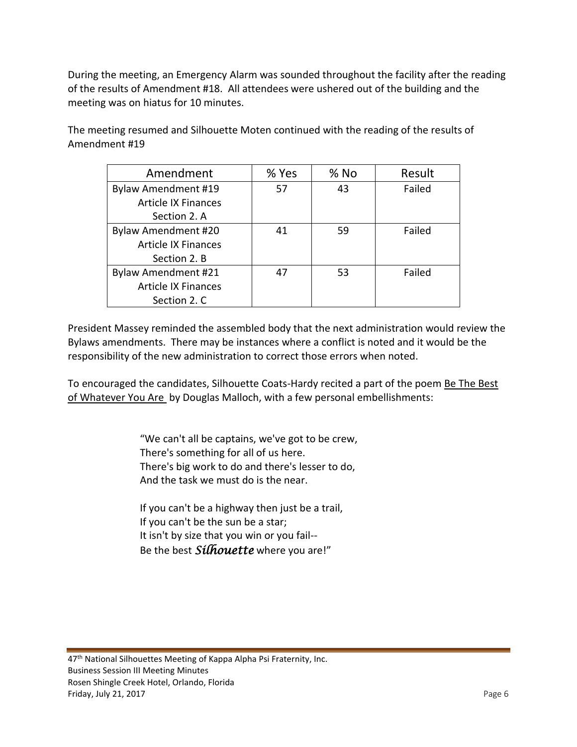During the meeting, an Emergency Alarm was sounded throughout the facility after the reading of the results of Amendment #18. All attendees were ushered out of the building and the meeting was on hiatus for 10 minutes.

The meeting resumed and Silhouette Moten continued with the reading of the results of Amendment #19

| Amendment | % Yes | % No | Result |
|---|---|---|---|
| Bylaw Amendment #19 Article IX Finances Section 2. A | 57 | 43 | Failed |
| Bylaw Amendment #20 Article IX Finances Section 2. B | 41 | 59 | Failed |
| Bylaw Amendment #21 Article IX Finances Section 2. C | 47 | 53 | Failed |

President Massey reminded the assembled body that the next administration would review the Bylaws amendments. There may be instances where a conflict is noted and it would be the responsibility of the new administration to correct those errors when noted.

To encouraged the candidates, Silhouette Coats-Hardy recited a part of the poem Be The Best of Whatever You Are by Douglas Malloch, with a few personal embellishments:

> "We can't all be captains, we've got to be crew,
> There's something for all of us here.
> There's big work to do and there's lesser to do,
> And the task we must do is the near.
>
> If you can't be a highway then just be a trail,
> If you can't be the sun be a star;
> It isn't by size that you win or you fail--
> Be the best ***Silhouette*** where you are!"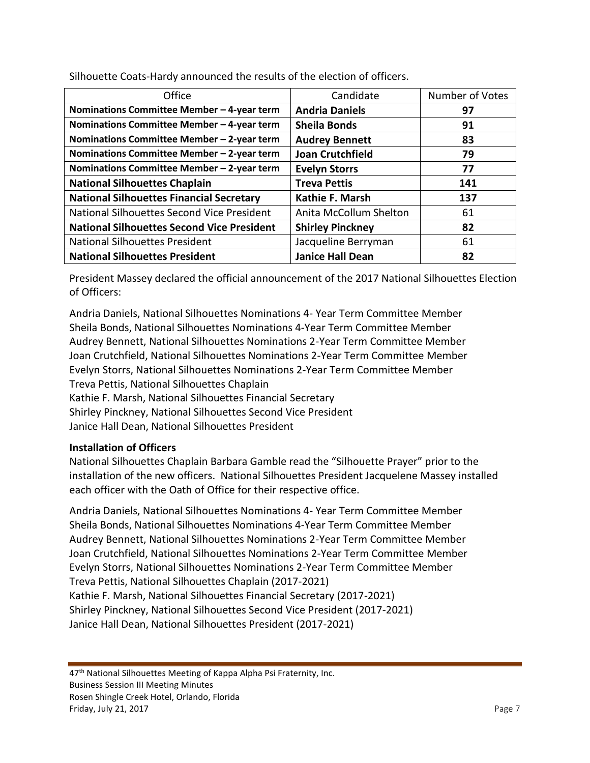Silhouette Coats-Hardy announced the results of the election of officers.

| Office | Candidate | Number of Votes |
|---|---|---|
| **Nominations Committee Member – 4-year term** | **Andria Daniels** | **97** |
| **Nominations Committee Member – 4-year term** | **Sheila Bonds** | **91** |
| **Nominations Committee Member – 2-year term** | **Audrey Bennett** | **83** |
| **Nominations Committee Member – 2-year term** | **Joan Crutchfield** | **79** |
| **Nominations Committee Member – 2-year term** | **Evelyn Storrs** | **77** |
| **National Silhouettes Chaplain** | **Treva Pettis** | **141** |
| **National Silhouettes Financial Secretary** | **Kathie F. Marsh** | **137** |
| National Silhouettes Second Vice President | Anita McCollum Shelton | 61 |
| **National Silhouettes Second Vice President** | **Shirley Pinckney** | **82** |
| National Silhouettes President | Jacqueline Berryman | 61 |
| **National Silhouettes President** | **Janice Hall Dean** | **82** |

President Massey declared the official announcement of the 2017 National Silhouettes Election of Officers:

Andria Daniels, National Silhouettes Nominations 4- Year Term Committee Member
Sheila Bonds, National Silhouettes Nominations 4-Year Term Committee Member
Audrey Bennett, National Silhouettes Nominations 2-Year Term Committee Member
Joan Crutchfield, National Silhouettes Nominations 2-Year Term Committee Member
Evelyn Storrs, National Silhouettes Nominations 2-Year Term Committee Member
Treva Pettis, National Silhouettes Chaplain
Kathie F. Marsh, National Silhouettes Financial Secretary
Shirley Pinckney, National Silhouettes Second Vice President
Janice Hall Dean, National Silhouettes President

**Installation of Officers**

National Silhouettes Chaplain Barbara Gamble read the "Silhouette Prayer" prior to the installation of the new officers. National Silhouettes President Jacquelene Massey installed each officer with the Oath of Office for their respective office.

Andria Daniels, National Silhouettes Nominations 4- Year Term Committee Member
Sheila Bonds, National Silhouettes Nominations 4-Year Term Committee Member
Audrey Bennett, National Silhouettes Nominations 2-Year Term Committee Member
Joan Crutchfield, National Silhouettes Nominations 2-Year Term Committee Member
Evelyn Storrs, National Silhouettes Nominations 2-Year Term Committee Member
Treva Pettis, National Silhouettes Chaplain (2017-2021)
Kathie F. Marsh, National Silhouettes Financial Secretary (2017-2021)
Shirley Pinckney, National Silhouettes Second Vice President (2017-2021)
Janice Hall Dean, National Silhouettes President (2017-2021)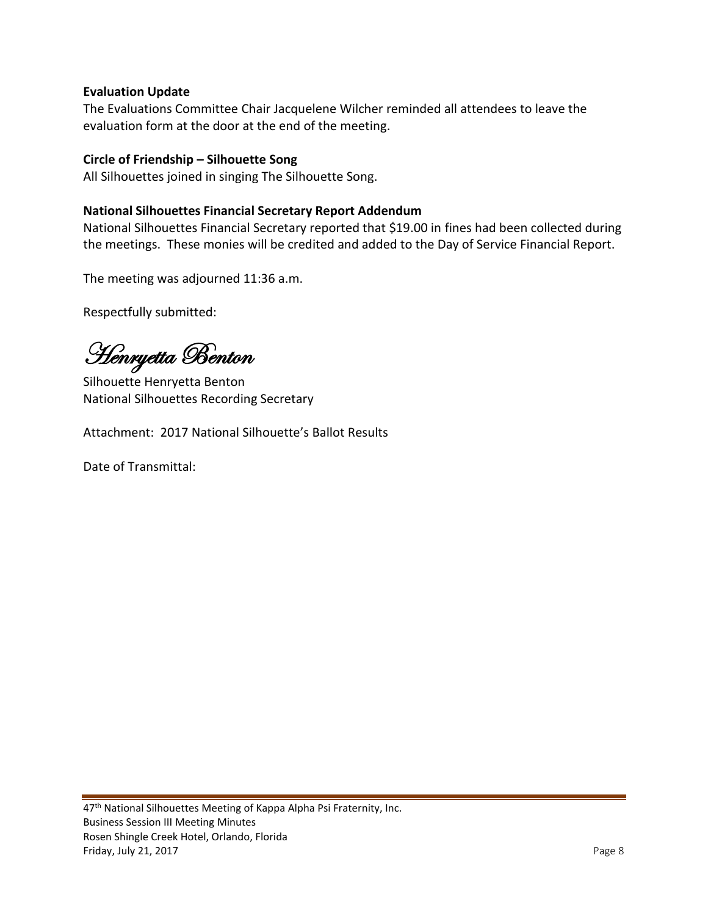**Evaluation Update**

The Evaluations Committee Chair Jacquelene Wilcher reminded all attendees to leave the evaluation form at the door at the end of the meeting.

**Circle of Friendship – Silhouette Song**

All Silhouettes joined in singing The Silhouette Song.

**National Silhouettes Financial Secretary Report Addendum**

National Silhouettes Financial Secretary reported that $19.00 in fines had been collected during the meetings. These monies will be credited and added to the Day of Service Financial Report.

The meeting was adjourned 11:36 a.m.

Respectfully submitted:

*Henryetta Benton*

Silhouette Henryetta Benton
National Silhouettes Recording Secretary

Attachment: 2017 National Silhouette's Ballot Results

Date of Transmittal: